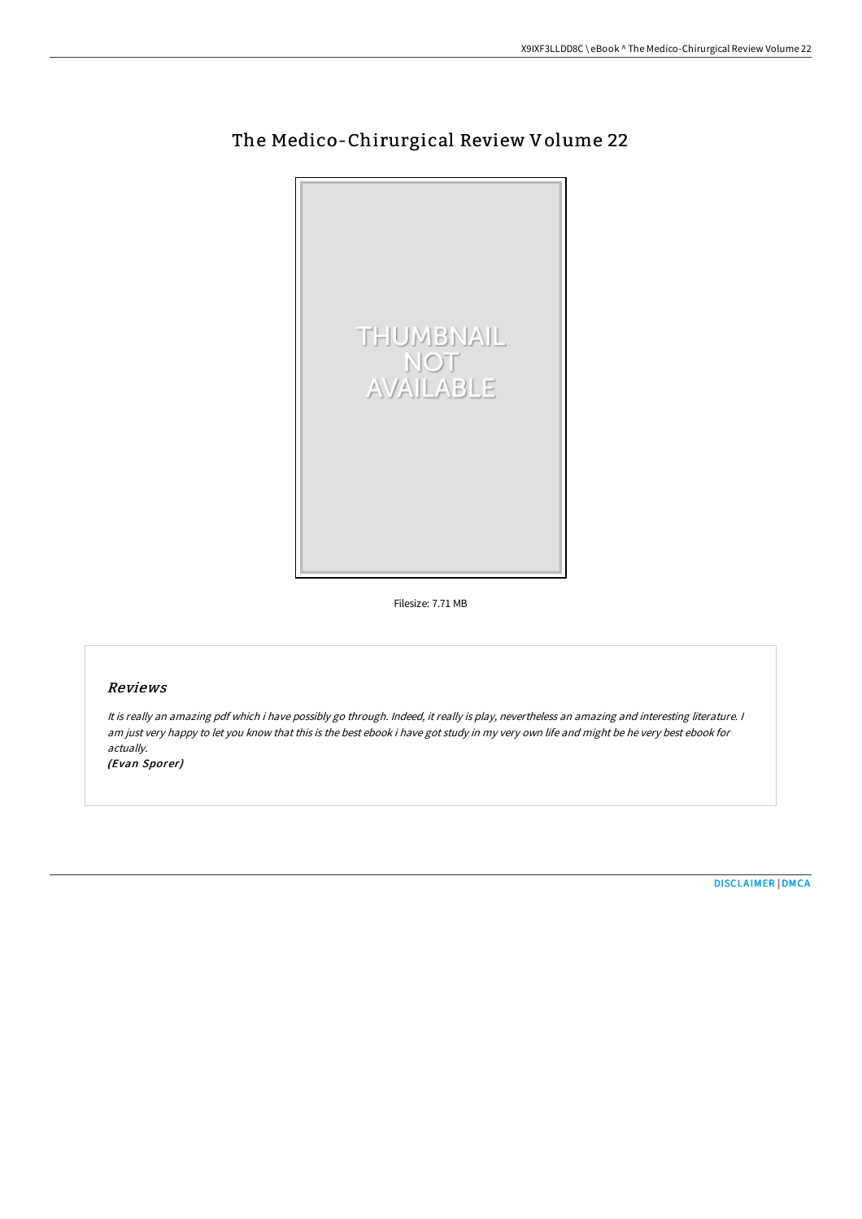# The Medico-Chirurgical Review Volume 22

Filesize: 7.71 MB

## *Reviews*

*It is really an amazing pdf which i have possibly go through. Indeed, it really is play, nevertheless an amazing and interesting literature. I am just very happy to let you know that this is the best ebook i have got study in my very own life and might be he very best ebook for actually.*

*(Evan Sporer)*

DISCLAIMER | DMCA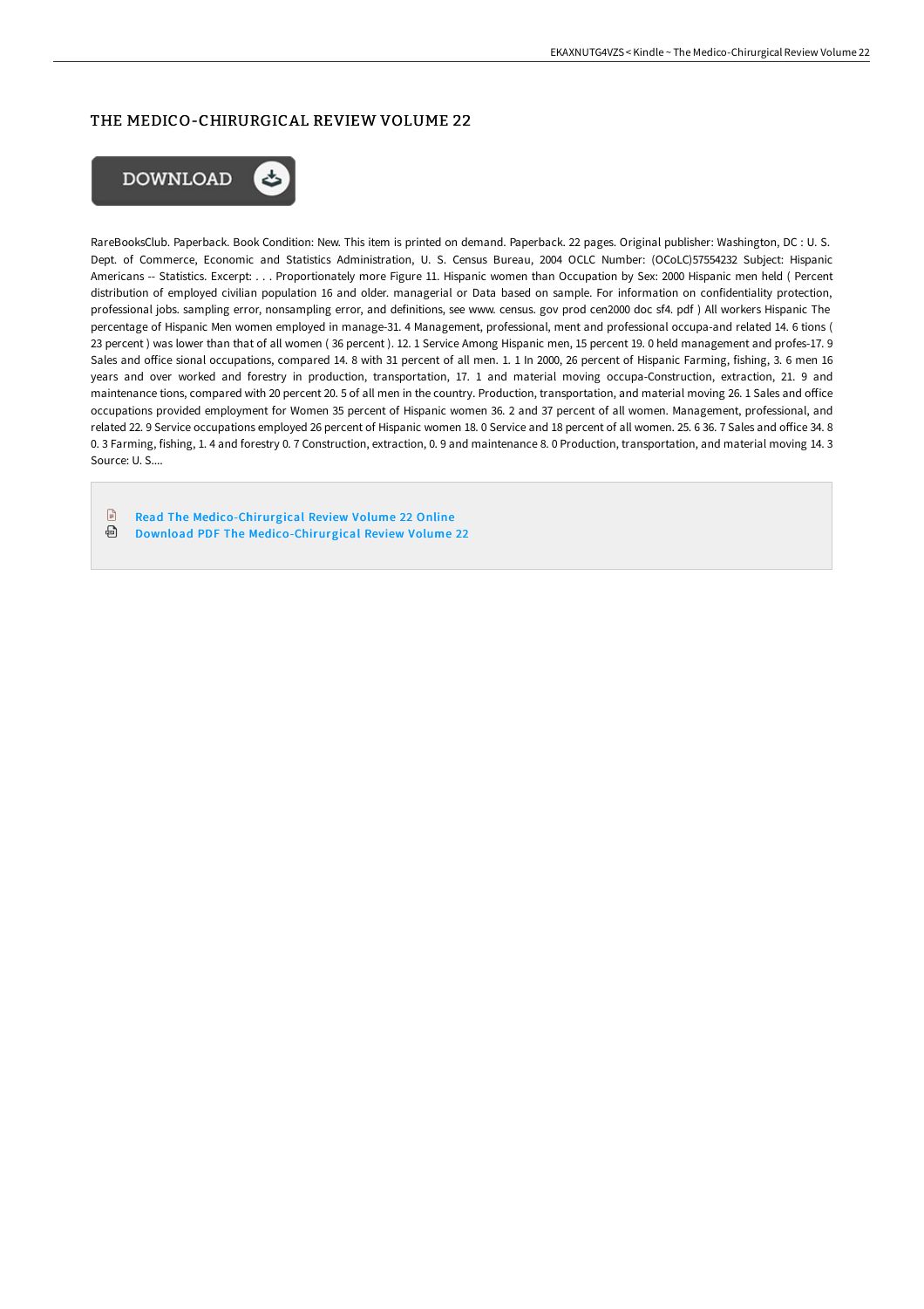# THE MEDICO-CHIRURGICAL REVIEW VOLUME 22

DOWNLOAD

RareBooksClub. Paperback. Book Condition: New. This item is printed on demand. Paperback. 22 pages. Original publisher: Washington, DC : U. S. Dept. of Commerce, Economic and Statistics Administration, U. S. Census Bureau, 2004 OCLC Number: (OCoLC)57554232 Subject: Hispanic Americans -- Statistics. Excerpt: . . . Proportionately more Figure 11. Hispanic women than Occupation by Sex: 2000 Hispanic men held ( Percent distribution of employed civilian population 16 and older. managerial or Data based on sample. For information on confidentiality protection, professional jobs. sampling error, nonsampling error, and definitions, see www. census. gov prod cen2000 doc sf4. pdf ) All workers Hispanic The percentage of Hispanic Men women employed in manage-31. 4 Management, professional, ment and professional occupa-and related 14. 6 tions ( 23 percent ) was lower than that of all women ( 36 percent ). 12. 1 Service Among Hispanic men, 15 percent 19. 0 held management and profes-17. 9 Sales and office sional occupations, compared 14. 8 with 31 percent of all men. 1. 1 In 2000, 26 percent of Hispanic Farming, fishing, 3. 6 men 16 years and over worked and forestry in production, transportation, 17. 1 and material moving occupa-Construction, extraction, 21. 9 and maintenance tions, compared with 20 percent 20. 5 of all men in the country. Production, transportation, and material moving 26. 1 Sales and office occupations provided employment for Women 35 percent of Hispanic women 36. 2 and 37 percent of all women. Management, professional, and related 22. 9 Service occupations employed 26 percent of Hispanic women 18. 0 Service and 18 percent of all women. 25. 6 36. 7 Sales and office 34. 8 0. 3 Farming, fishing, 1. 4 and forestry 0. 7 Construction, extraction, 0. 9 and maintenance 8. 0 Production, transportation, and material moving 14. 3 Source: U. S....

- Read The Medico-Chirurgical Review Volume 22 Online
- Download PDF The Medico-Chirurgical Review Volume 22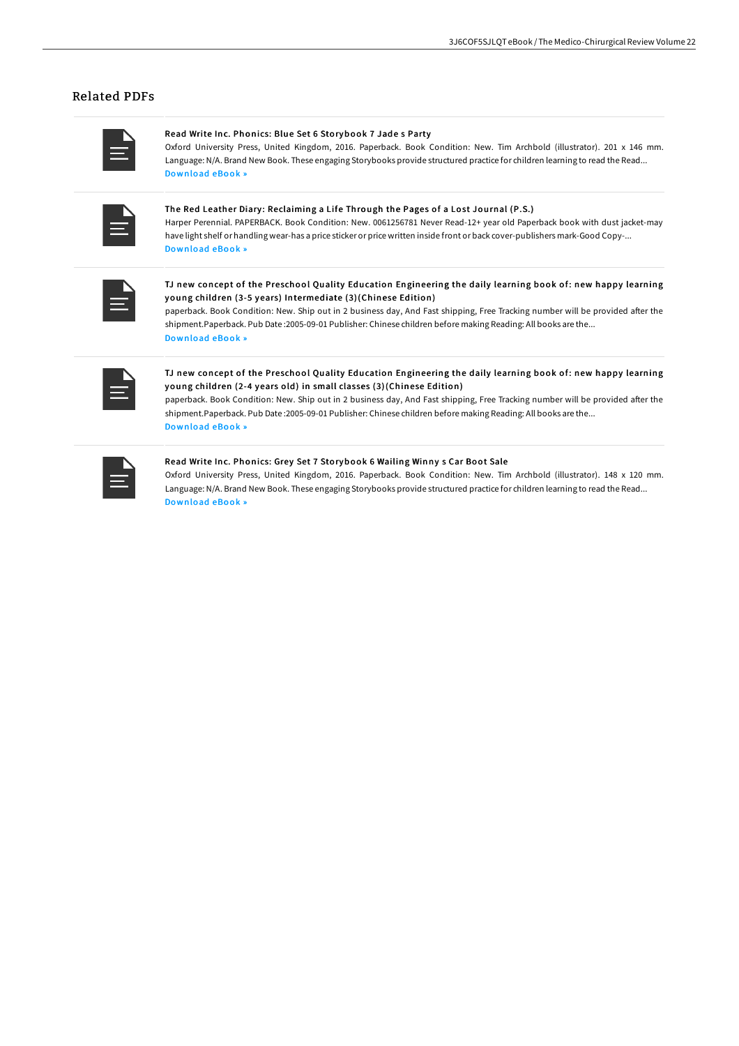## Related PDFs

**Read Write Inc. Phonics: Blue Set 6 Storybook 7 Jade s Party**

Oxford University Press, United Kingdom, 2016. Paperback. Book Condition: New. Tim Archbold (illustrator). 201 x 146 mm. Language: N/A. Brand New Book. These engaging Storybooks provide structured practice for children learning to read the Read...

Download eBook »

**The Red Leather Diary: Reclaiming a Life Through the Pages of a Lost Journal (P.S.)**

Harper Perennial. PAPERBACK. Book Condition: New. 0061256781 Never Read-12+ year old Paperback book with dust jacket-may have light shelf or handling wear-has a price sticker or price written inside front or back cover-publishers mark-Good Copy-...

Download eBook »

**TJ new concept of the Preschool Quality Education Engineering the daily learning book of: new happy learning young children (3-5 years) Intermediate (3)(Chinese Edition)**

paperback. Book Condition: New. Ship out in 2 business day, And Fast shipping, Free Tracking number will be provided after the shipment.Paperback. Pub Date :2005-09-01 Publisher: Chinese children before making Reading: All books are the...

Download eBook »

**TJ new concept of the Preschool Quality Education Engineering the daily learning book of: new happy learning young children (2-4 years old) in small classes (3)(Chinese Edition)**

paperback. Book Condition: New. Ship out in 2 business day, And Fast shipping, Free Tracking number will be provided after the shipment.Paperback. Pub Date :2005-09-01 Publisher: Chinese children before making Reading: All books are the...

Download eBook »

**Read Write Inc. Phonics: Grey Set 7 Storybook 6 Wailing Winny s Car Boot Sale**

Oxford University Press, United Kingdom, 2016. Paperback. Book Condition: New. Tim Archbold (illustrator). 148 x 120 mm. Language: N/A. Brand New Book. These engaging Storybooks provide structured practice for children learning to read the Read...

Download eBook »